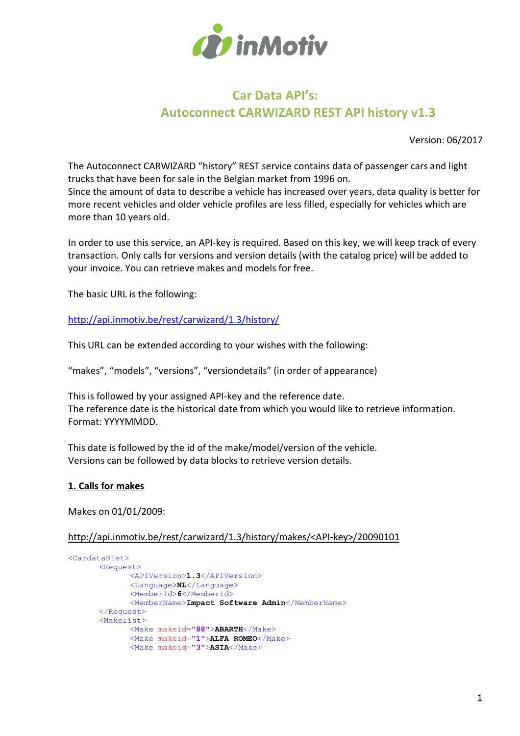# Car Data API's:
# Autoconnect CARWIZARD REST API history v1.3

Version: 06/2017

The Autoconnect CARWIZARD "history" REST service contains data of passenger cars and light trucks that have been for sale in the Belgian market from 1996 on.
Since the amount of data to describe a vehicle has increased over years, data quality is better for more recent vehicles and older vehicle profiles are less filled, especially for vehicles which are more than 10 years old.

In order to use this service, an API-key is required. Based on this key, we will keep track of every transaction. Only calls for versions and version details (with the catalog price) will be added to your invoice. You can retrieve makes and models for free.

The basic URL is the following:

http://api.inmotiv.be/rest/carwizard/1.3/history/

This URL can be extended according to your wishes with the following:

"makes", "models", "versions", "versiondetails" (in order of appearance)

This is followed by your assigned API-key and the reference date.
The reference date is the historical date from which you would like to retrieve information.
Format: YYYYMMDD.

This date is followed by the id of the make/model/version of the vehicle.
Versions can be followed by data blocks to retrieve version details.

## 1. Calls for makes

Makes on 01/01/2009:

http://api.inmotiv.be/rest/carwizard/1.3/history/makes/<API-key>/20090101

```
<CardataHist>
        <Request>
                <APIVersion>1.3</APIVersion>
                <Language>NL</Language>
                <MemberId>6</MemberId>
                <MemberName>Impact Software Admin</MemberName>
        </Request>
        <Makelist>
                <Make makeid="88">ABARTH</Make>
                <Make makeid="1">ALFA ROMEO</Make>
                <Make makeid="3">ASIA</Make>
```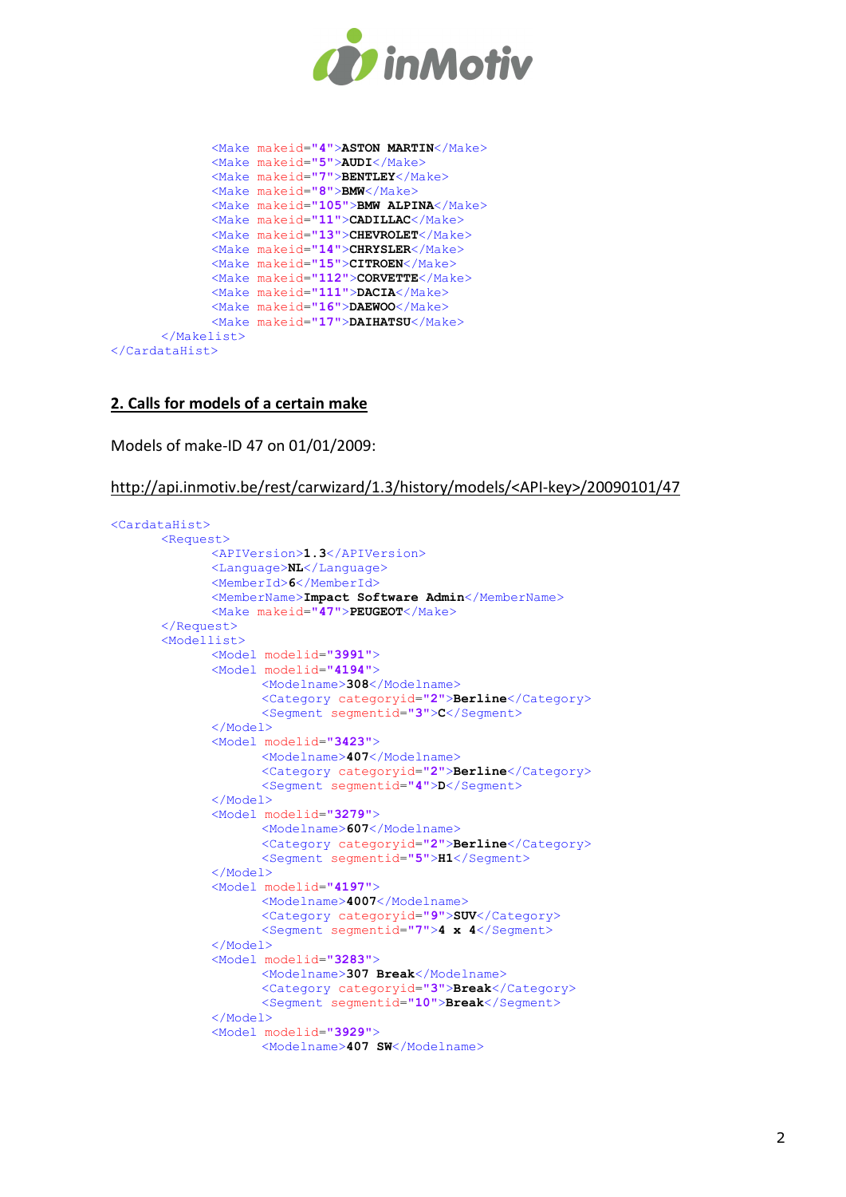```xml
            <Make makeid="4">ASTON MARTIN</Make>
            <Make makeid="5">AUDI</Make>
            <Make makeid="7">BENTLEY</Make>
            <Make makeid="8">BMW</Make>
            <Make makeid="105">BMW ALPINA</Make>
            <Make makeid="11">CADILLAC</Make>
            <Make makeid="13">CHEVROLET</Make>
            <Make makeid="14">CHRYSLER</Make>
            <Make makeid="15">CITROEN</Make>
            <Make makeid="112">CORVETTE</Make>
            <Make makeid="111">DACIA</Make>
            <Make makeid="16">DAEWOO</Make>
            <Make makeid="17">DAIHATSU</Make>
        </Makelist>
</CardataHist>
```

## 2. Calls for models of a certain make

Models of make-ID 47 on 01/01/2009:

http://api.inmotiv.be/rest/carwizard/1.3/history/models/<API-key>/20090101/47

```xml
<CardataHist>
        <Request>
            <APIVersion>1.3</APIVersion>
            <Language>NL</Language>
            <MemberId>6</MemberId>
            <MemberName>Impact Software Admin</MemberName>
            <Make makeid="47">PEUGEOT</Make>
        </Request>
        <Modellist>
            <Model modelid="3991">
            <Model modelid="4194">
                <Modelname>308</Modelname>
                <Category categoryid="2">Berline</Category>
                <Segment segmentid="3">C</Segment>
            </Model>
            <Model modelid="3423">
                <Modelname>407</Modelname>
                <Category categoryid="2">Berline</Category>
                <Segment segmentid="4">D</Segment>
            </Model>
            <Model modelid="3279">
                <Modelname>607</Modelname>
                <Category categoryid="2">Berline</Category>
                <Segment segmentid="5">H1</Segment>
            </Model>
            <Model modelid="4197">
                <Modelname>4007</Modelname>
                <Category categoryid="9">SUV</Category>
                <Segment segmentid="7">4 x 4</Segment>
            </Model>
            <Model modelid="3283">
                <Modelname>307 Break</Modelname>
                <Category categoryid="3">Break</Category>
                <Segment segmentid="10">Break</Segment>
            </Model>
            <Model modelid="3929">
                <Modelname>407 SW</Modelname>
```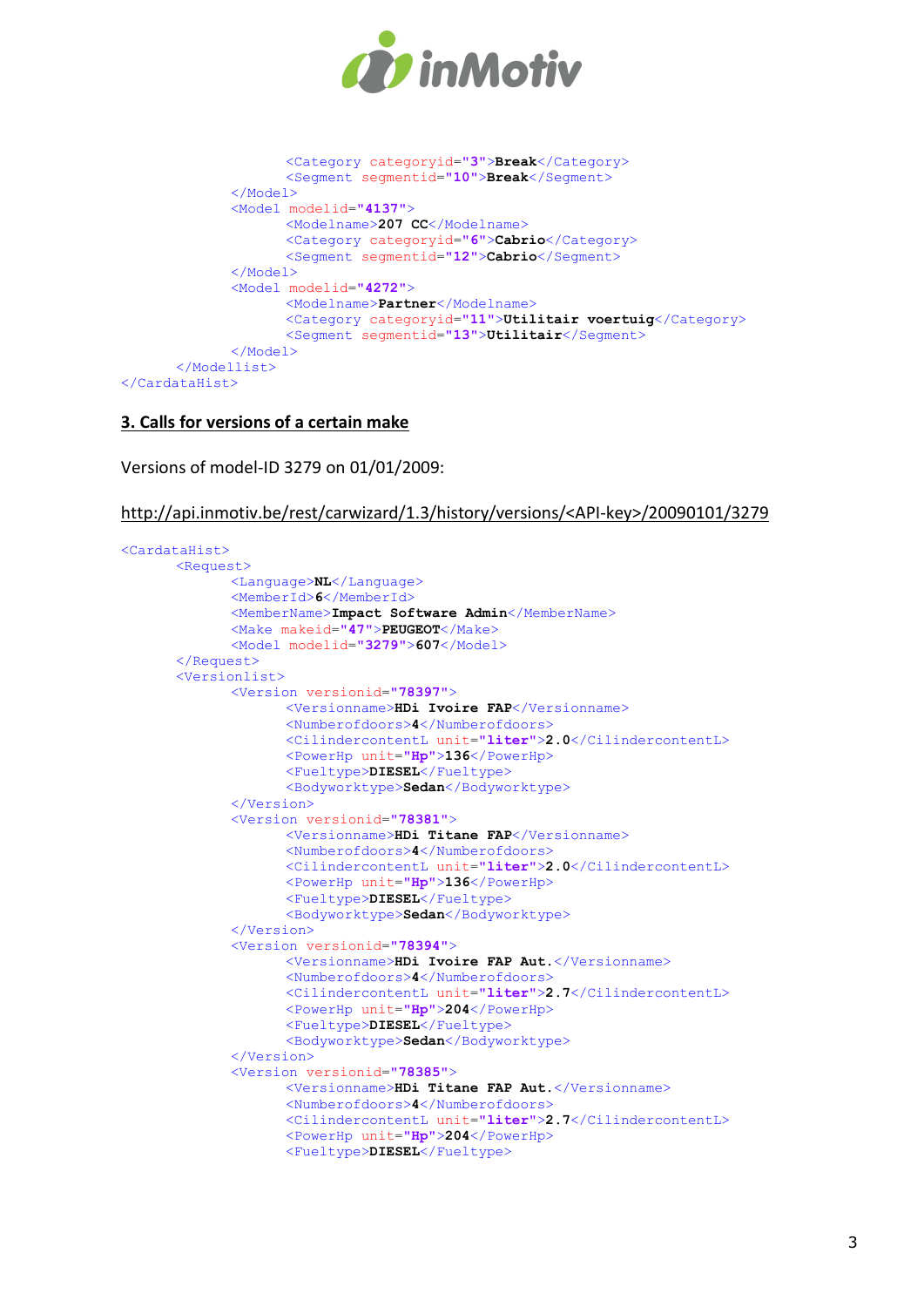```xml
                <Category categoryid="3">Break</Category>
                <Segment segmentid="10">Break</Segment>
            </Model>
            <Model modelid="4137">
                <Modelname>207 CC</Modelname>
                <Category categoryid="6">Cabrio</Category>
                <Segment segmentid="12">Cabrio</Segment>
            </Model>
            <Model modelid="4272">
                <Modelname>Partner</Modelname>
                <Category categoryid="11">Utilitair voertuig</Category>
                <Segment segmentid="13">Utilitair</Segment>
            </Model>
        </Modellist>
</CardataHist>
```

## 3. Calls for versions of a certain make

Versions of model-ID 3279 on 01/01/2009:

http://api.inmotiv.be/rest/carwizard/1.3/history/versions/<API-key>/20090101/3279

```xml
<CardataHist>
        <Request>
            <Language>NL</Language>
            <MemberId>6</MemberId>
            <MemberName>Impact Software Admin</MemberName>
            <Make makeid="47">PEUGEOT</Make>
            <Model modelid="3279">607</Model>
        </Request>
        <Versionlist>
            <Version versionid="78397">
                <Versionname>HDi Ivoire FAP</Versionname>
                <Numberofdoors>4</Numberofdoors>
                <CilindercontentL unit="liter">2.0</CilindercontentL>
                <PowerHp unit="Hp">136</PowerHp>
                <Fueltype>DIESEL</Fueltype>
                <Bodyworktype>Sedan</Bodyworktype>
            </Version>
            <Version versionid="78381">
                <Versionname>HDi Titane FAP</Versionname>
                <Numberofdoors>4</Numberofdoors>
                <CilindercontentL unit="liter">2.0</CilindercontentL>
                <PowerHp unit="Hp">136</PowerHp>
                <Fueltype>DIESEL</Fueltype>
                <Bodyworktype>Sedan</Bodyworktype>
            </Version>
            <Version versionid="78394">
                <Versionname>HDi Ivoire FAP Aut.</Versionname>
                <Numberofdoors>4</Numberofdoors>
                <CilindercontentL unit="liter">2.7</CilindercontentL>
                <PowerHp unit="Hp">204</PowerHp>
                <Fueltype>DIESEL</Fueltype>
                <Bodyworktype>Sedan</Bodyworktype>
            </Version>
            <Version versionid="78385">
                <Versionname>HDi Titane FAP Aut.</Versionname>
                <Numberofdoors>4</Numberofdoors>
                <CilindercontentL unit="liter">2.7</CilindercontentL>
                <PowerHp unit="Hp">204</PowerHp>
                <Fueltype>DIESEL</Fueltype>
```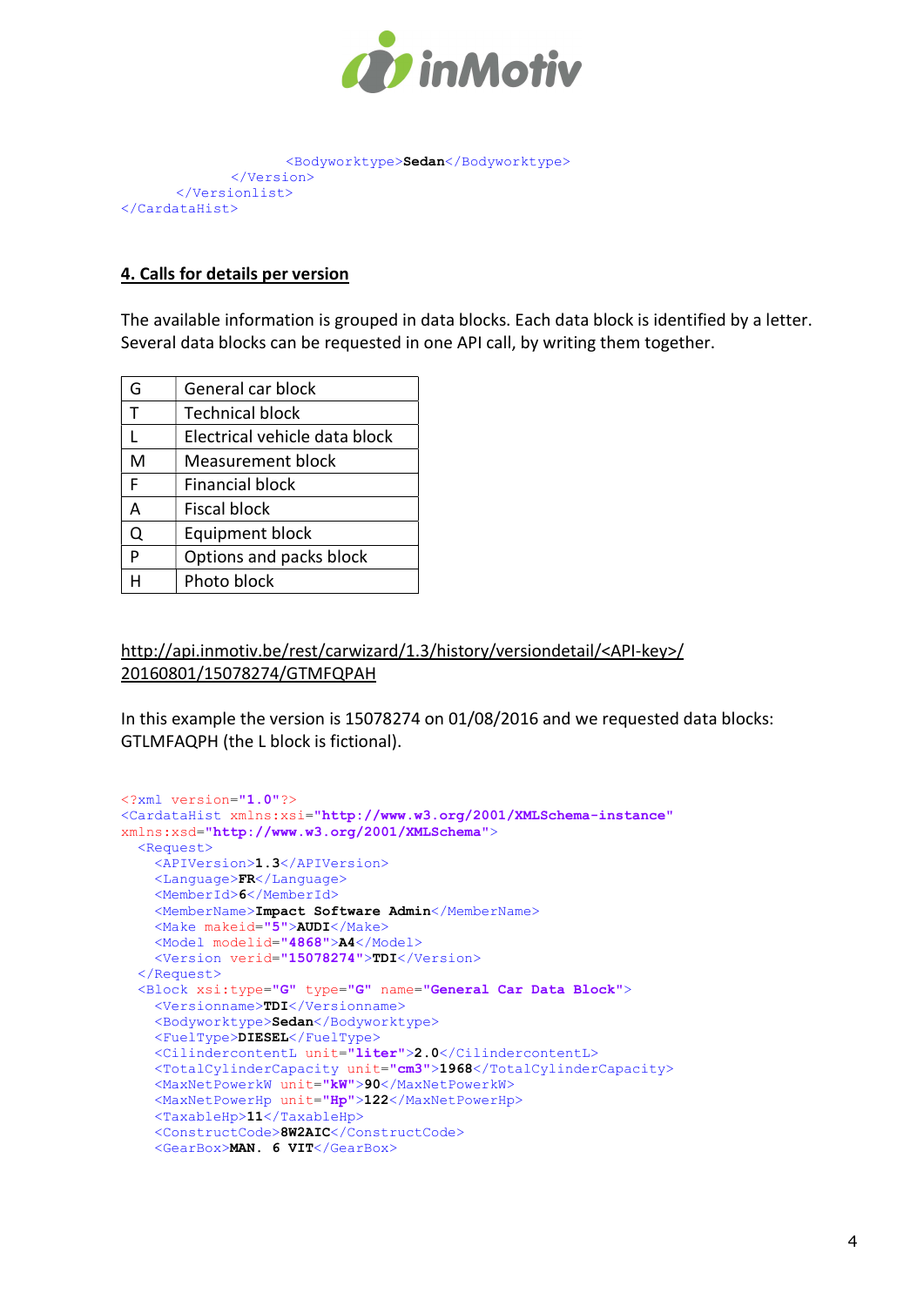```
            <Bodyworktype>Sedan</Bodyworktype>
        </Version>
    </Versionlist>
</CardataHist>
```

## 4. Calls for details per version

The available information is grouped in data blocks. Each data block is identified by a letter. Several data blocks can be requested in one API call, by writing them together.

| G | General car block |
|---|---|
| T | Technical block |
| L | Electrical vehicle data block |
| M | Measurement block |
| F | Financial block |
| A | Fiscal block |
| Q | Equipment block |
| P | Options and packs block |
| H | Photo block |

http://api.inmotiv.be/rest/carwizard/1.3/history/versiondetail/<API-key>/20160801/15078274/GTMFQPAH

In this example the version is 15078274 on 01/08/2016 and we requested data blocks: GTLMFAQPH (the L block is fictional).

```
<?xml version="1.0"?>
<CardataHist xmlns:xsi="http://www.w3.org/2001/XMLSchema-instance"
xmlns:xsd="http://www.w3.org/2001/XMLSchema">
  <Request>
    <APIVersion>1.3</APIVersion>
    <Language>FR</Language>
    <MemberId>6</MemberId>
    <MemberName>Impact Software Admin</MemberName>
    <Make makeid="5">AUDI</Make>
    <Model modelid="4868">A4</Model>
    <Version verid="15078274">TDI</Version>
  </Request>
  <Block xsi:type="G" type="G" name="General Car Data Block">
    <Versionname>TDI</Versionname>
    <Bodyworktype>Sedan</Bodyworktype>
    <FuelType>DIESEL</FuelType>
    <CilindercontentL unit="liter">2.0</CilindercontentL>
    <TotalCylinderCapacity unit="cm3">1968</TotalCylinderCapacity>
    <MaxNetPowerkW unit="kW">90</MaxNetPowerkW>
    <MaxNetPowerHp unit="Hp">122</MaxNetPowerHp>
    <TaxableHp>11</TaxableHp>
    <ConstructCode>8W2AIC</ConstructCode>
    <GearBox>MAN. 6 VIT</GearBox>
```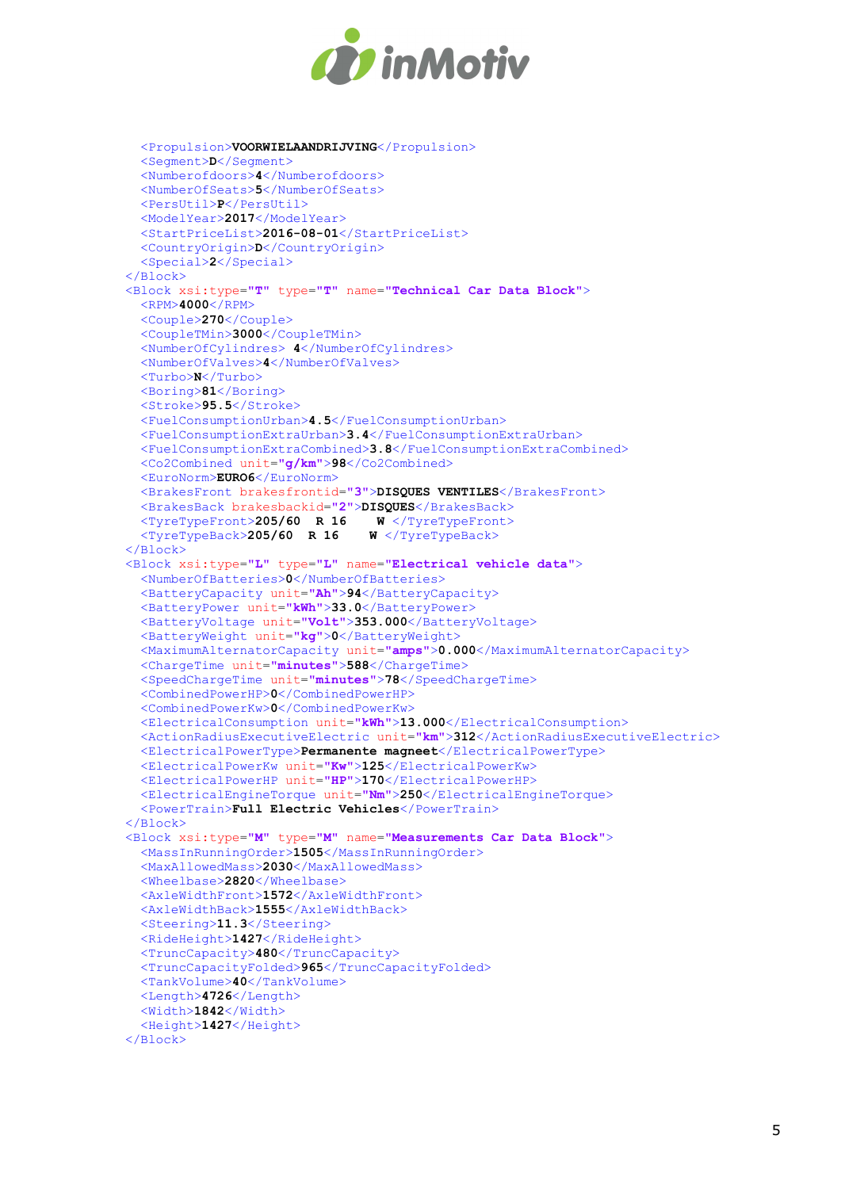```xml
    <Propulsion>VOORWIELAANDRIJVING</Propulsion>
    <Segment>D</Segment>
    <Numberofdoors>4</Numberofdoors>
    <NumberOfSeats>5</NumberOfSeats>
    <PersUtil>P</PersUtil>
    <ModelYear>2017</ModelYear>
    <StartPriceList>2016-08-01</StartPriceList>
    <CountryOrigin>D</CountryOrigin>
    <Special>2</Special>
  </Block>
  <Block xsi:type="T" type="T" name="Technical Car Data Block">
    <RPM>4000</RPM>
    <Couple>270</Couple>
    <CoupleTMin>3000</CoupleTMin>
    <NumberOfCylindres> 4</NumberOfCylindres>
    <NumberOfValves>4</NumberOfValves>
    <Turbo>N</Turbo>
    <Boring>81</Boring>
    <Stroke>95.5</Stroke>
    <FuelConsumptionUrban>4.5</FuelConsumptionUrban>
    <FuelConsumptionExtraUrban>3.4</FuelConsumptionExtraUrban>
    <FuelConsumptionExtraCombined>3.8</FuelConsumptionExtraCombined>
    <Co2Combined unit="g/km">98</Co2Combined>
    <EuroNorm>EURO6</EuroNorm>
    <BrakesFront brakesfrontid="3">DISQUES VENTILES</BrakesFront>
    <BrakesBack brakesbackid="2">DISQUES</BrakesBack>
    <TyreTypeFront>205/60  R 16    W </TyreTypeFront>
    <TyreTypeBack>205/60  R 16    W </TyreTypeBack>
  </Block>
  <Block xsi:type="L" type="L" name="Electrical vehicle data">
    <NumberOfBatteries>0</NumberOfBatteries>
    <BatteryCapacity unit="Ah">94</BatteryCapacity>
    <BatteryPower unit="kWh">33.0</BatteryPower>
    <BatteryVoltage unit="Volt">353.000</BatteryVoltage>
    <BatteryWeight unit="kg">0</BatteryWeight>
    <MaximumAlternatorCapacity unit="amps">0.000</MaximumAlternatorCapacity>
    <ChargeTime unit="minutes">588</ChargeTime>
    <SpeedChargeTime unit="minutes">78</SpeedChargeTime>
    <CombinedPowerHP>0</CombinedPowerHP>
    <CombinedPowerKw>0</CombinedPowerKw>
    <ElectricalConsumption unit="kWh">13.000</ElectricalConsumption>
    <ActionRadiusExecutiveElectric unit="km">312</ActionRadiusExecutiveElectric>
    <ElectricalPowerType>Permanente magneet</ElectricalPowerType>
    <ElectricalPowerKw unit="Kw">125</ElectricalPowerKw>
    <ElectricalPowerHP unit="HP">170</ElectricalPowerHP>
    <ElectricalEngineTorque unit="Nm">250</ElectricalEngineTorque>
    <PowerTrain>Full Electric Vehicles</PowerTrain>
  </Block>
  <Block xsi:type="M" type="M" name="Measurements Car Data Block">
    <MassInRunningOrder>1505</MassInRunningOrder>
    <MaxAllowedMass>2030</MaxAllowedMass>
    <Wheelbase>2820</Wheelbase>
    <AxleWidthFront>1572</AxleWidthFront>
    <AxleWidthBack>1555</AxleWidthBack>
    <Steering>11.3</Steering>
    <RideHeight>1427</RideHeight>
    <TruncCapacity>480</TruncCapacity>
    <TruncCapacityFolded>965</TruncCapacityFolded>
    <TankVolume>40</TankVolume>
    <Length>4726</Length>
    <Width>1842</Width>
    <Height>1427</Height>
  </Block>
```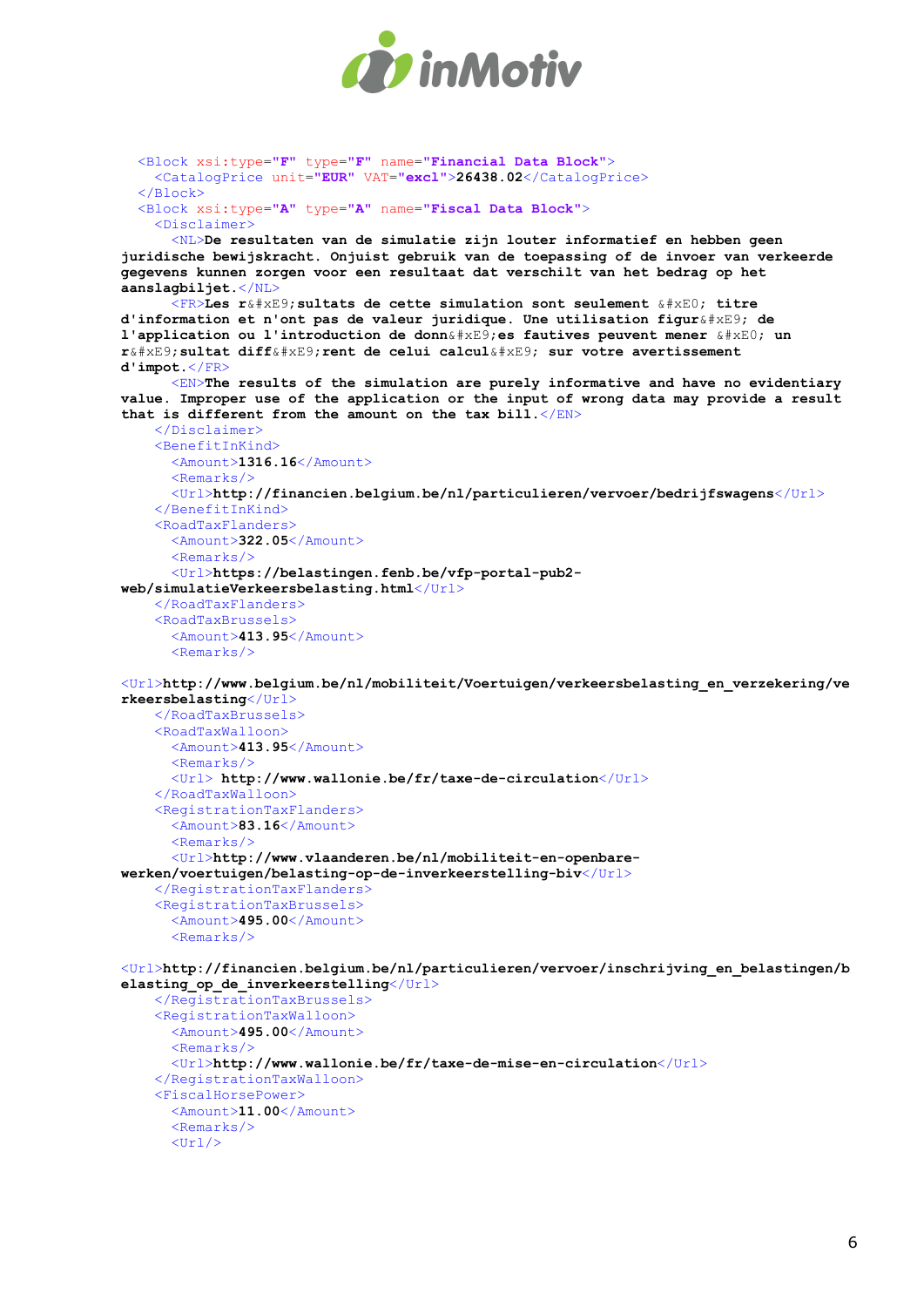```xml
  <Block xsi:type="F" type="F" name="Financial Data Block">
    <CatalogPrice unit="EUR" VAT="excl">26438.02</CatalogPrice>
  </Block>
  <Block xsi:type="A" type="A" name="Fiscal Data Block">
    <Disclaimer>
      <NL>De resultaten van de simulatie zijn louter informatief en hebben geen
juridische bewijskracht. Onjuist gebruik van de toepassing of de invoer van verkeerde
gegevens kunnen zorgen voor een resultaat dat verschilt van het bedrag op het
aanslagbiljet.</NL>
      <FR>Les r&#xE9;sultats de cette simulation sont seulement &#xE0; titre
d'information et n'ont pas de valeur juridique. Une utilisation figur&#xE9; de
l'application ou l'introduction de donn&#xE9;es fautives peuvent mener &#xE0; un
r&#xE9;sultat diff&#xE9;rent de celui calcul&#xE9; sur votre avertissement
d'impot.</FR>
      <EN>The results of the simulation are purely informative and have no evidentiary
value. Improper use of the application or the input of wrong data may provide a result
that is different from the amount on the tax bill.</EN>
    </Disclaimer>
    <BenefitInKind>
      <Amount>1316.16</Amount>
      <Remarks/>
      <Url>http://financien.belgium.be/nl/particulieren/vervoer/bedrijfswagens</Url>
    </BenefitInKind>
    <RoadTaxFlanders>
      <Amount>322.05</Amount>
      <Remarks/>
      <Url>https://belastingen.fenb.be/vfp-portal-pub2-
web/simulatieVerkeersbelasting.html</Url>
    </RoadTaxFlanders>
    <RoadTaxBrussels>
      <Amount>413.95</Amount>
      <Remarks/>

<Url>http://www.belgium.be/nl/mobiliteit/Voertuigen/verkeersbelasting_en_verzekering/ve
rkeersbelasting</Url>
    </RoadTaxBrussels>
    <RoadTaxWalloon>
      <Amount>413.95</Amount>
      <Remarks/>
      <Url> http://www.wallonie.be/fr/taxe-de-circulation</Url>
    </RoadTaxWalloon>
    <RegistrationTaxFlanders>
      <Amount>83.16</Amount>
      <Remarks/>
      <Url>http://www.vlaanderen.be/nl/mobiliteit-en-openbare-
werken/voertuigen/belasting-op-de-inverkeerstelling-biv</Url>
    </RegistrationTaxFlanders>
    <RegistrationTaxBrussels>
      <Amount>495.00</Amount>
      <Remarks/>

<Url>http://financien.belgium.be/nl/particulieren/vervoer/inschrijving_en_belastingen/b
elasting_op_de_inverkeerstelling</Url>
    </RegistrationTaxBrussels>
    <RegistrationTaxWalloon>
      <Amount>495.00</Amount>
      <Remarks/>
      <Url>http://www.wallonie.be/fr/taxe-de-mise-en-circulation</Url>
    </RegistrationTaxWalloon>
    <FiscalHorsePower>
      <Amount>11.00</Amount>
      <Remarks/>
      <Url/>
```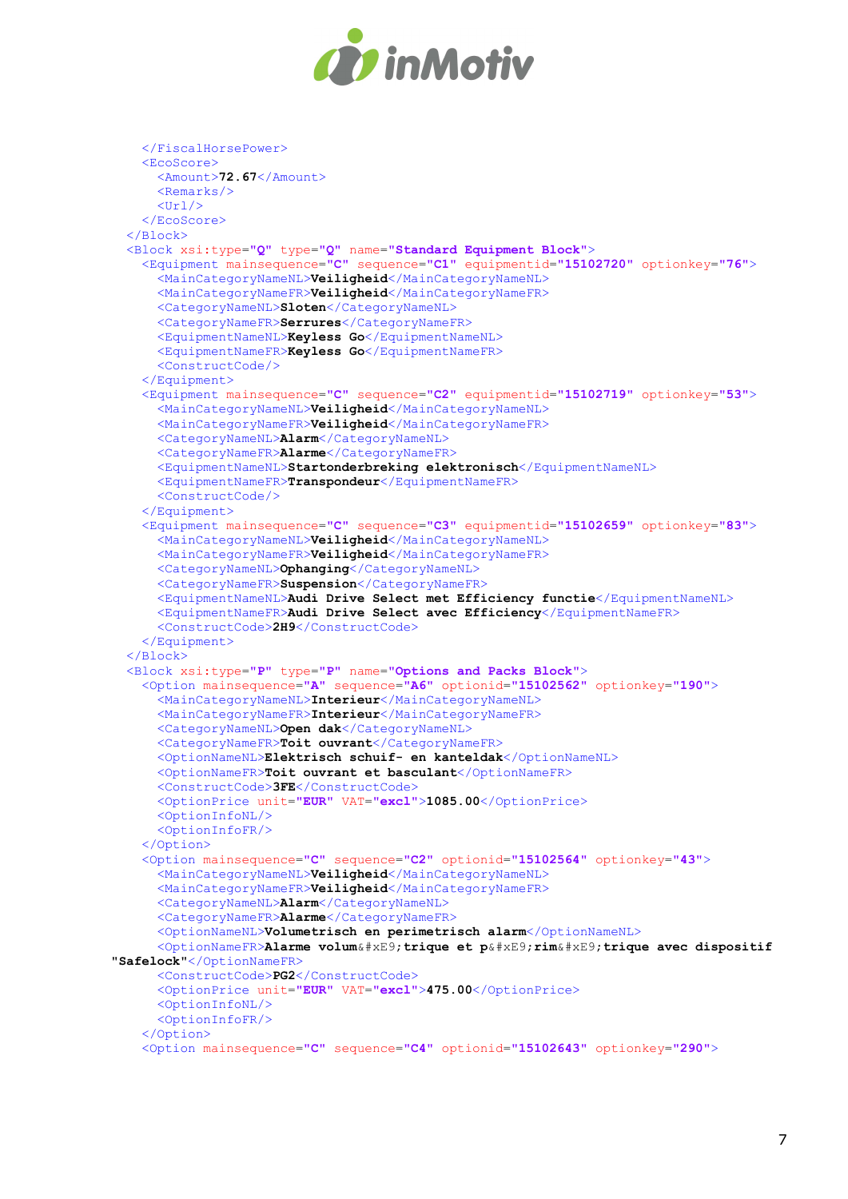```xml
    </FiscalHorsePower>
    <EcoScore>
      <Amount>72.67</Amount>
      <Remarks/>
      <Url/>
    </EcoScore>
  </Block>
  <Block xsi:type="Q" type="Q" name="Standard Equipment Block">
    <Equipment mainsequence="C" sequence="C1" equipmentid="15102720" optionkey="76">
      <MainCategoryNameNL>Veiligheid</MainCategoryNameNL>
      <MainCategoryNameFR>Veiligheid</MainCategoryNameFR>
      <CategoryNameNL>Sloten</CategoryNameNL>
      <CategoryNameFR>Serrures</CategoryNameFR>
      <EquipmentNameNL>Keyless Go</EquipmentNameNL>
      <EquipmentNameFR>Keyless Go</EquipmentNameFR>
      <ConstructCode/>
    </Equipment>
    <Equipment mainsequence="C" sequence="C2" equipmentid="15102719" optionkey="53">
      <MainCategoryNameNL>Veiligheid</MainCategoryNameNL>
      <MainCategoryNameFR>Veiligheid</MainCategoryNameFR>
      <CategoryNameNL>Alarm</CategoryNameNL>
      <CategoryNameFR>Alarme</CategoryNameFR>
      <EquipmentNameNL>Startonderbreking elektronisch</EquipmentNameNL>
      <EquipmentNameFR>Transpondeur</EquipmentNameFR>
      <ConstructCode/>
    </Equipment>
    <Equipment mainsequence="C" sequence="C3" equipmentid="15102659" optionkey="83">
      <MainCategoryNameNL>Veiligheid</MainCategoryNameNL>
      <MainCategoryNameFR>Veiligheid</MainCategoryNameFR>
      <CategoryNameNL>Ophanging</CategoryNameNL>
      <CategoryNameFR>Suspension</CategoryNameFR>
      <EquipmentNameNL>Audi Drive Select met Efficiency functie</EquipmentNameNL>
      <EquipmentNameFR>Audi Drive Select avec Efficiency</EquipmentNameFR>
      <ConstructCode>2H9</ConstructCode>
    </Equipment>
  </Block>
  <Block xsi:type="P" type="P" name="Options and Packs Block">
    <Option mainsequence="A" sequence="A6" optionid="15102562" optionkey="190">
      <MainCategoryNameNL>Interieur</MainCategoryNameNL>
      <MainCategoryNameFR>Interieur</MainCategoryNameFR>
      <CategoryNameNL>Open dak</CategoryNameNL>
      <CategoryNameFR>Toit ouvrant</CategoryNameFR>
      <OptionNameNL>Elektrisch schuif- en kanteldak</OptionNameNL>
      <OptionNameFR>Toit ouvrant et basculant</OptionNameFR>
      <ConstructCode>3FE</ConstructCode>
      <OptionPrice unit="EUR" VAT="excl">1085.00</OptionPrice>
      <OptionInfoNL/>
      <OptionInfoFR/>
    </Option>
    <Option mainsequence="C" sequence="C2" optionid="15102564" optionkey="43">
      <MainCategoryNameNL>Veiligheid</MainCategoryNameNL>
      <MainCategoryNameFR>Veiligheid</MainCategoryNameFR>
      <CategoryNameNL>Alarm</CategoryNameNL>
      <CategoryNameFR>Alarme</CategoryNameFR>
      <OptionNameNL>Volumetrisch en perimetrisch alarm</OptionNameNL>
      <OptionNameFR>Alarme volum&#xE9;trique et p&#xE9;rim&#xE9;trique avec dispositif
"Safelock"</OptionNameFR>
      <ConstructCode>PG2</ConstructCode>
      <OptionPrice unit="EUR" VAT="excl">475.00</OptionPrice>
      <OptionInfoNL/>
      <OptionInfoFR/>
    </Option>
    <Option mainsequence="C" sequence="C4" optionid="15102643" optionkey="290">
```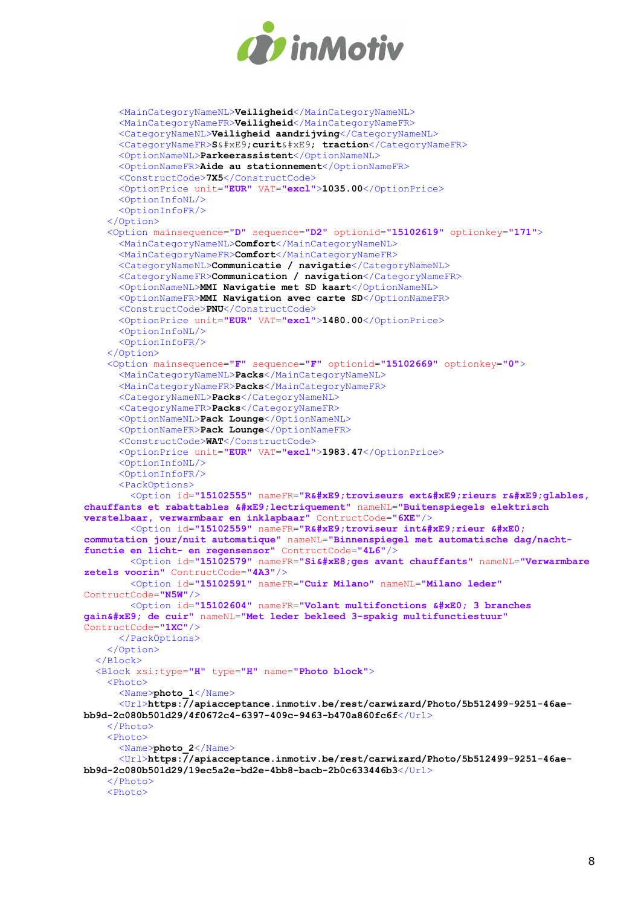```xml
      <MainCategoryNameNL>Veiligheid</MainCategoryNameNL>
      <MainCategoryNameFR>Veiligheid</MainCategoryNameFR>
      <CategoryNameNL>Veiligheid aandrijving</CategoryNameNL>
      <CategoryNameFR>S&#xE9;curit&#xE9; traction</CategoryNameFR>
      <OptionNameNL>Parkeerassistent</OptionNameNL>
      <OptionNameFR>Aide au stationnement</OptionNameFR>
      <ConstructCode>7X5</ConstructCode>
      <OptionPrice unit="EUR" VAT="excl">1035.00</OptionPrice>
      <OptionInfoNL/>
      <OptionInfoFR/>
    </Option>
    <Option mainsequence="D" sequence="D2" optionid="15102619" optionkey="171">
      <MainCategoryNameNL>Comfort</MainCategoryNameNL>
      <MainCategoryNameFR>Comfort</MainCategoryNameFR>
      <CategoryNameNL>Communicatie / navigatie</CategoryNameNL>
      <CategoryNameFR>Communication / navigation</CategoryNameFR>
      <OptionNameNL>MMI Navigatie met SD kaart</OptionNameNL>
      <OptionNameFR>MMI Navigation avec carte SD</OptionNameFR>
      <ConstructCode>PNU</ConstructCode>
      <OptionPrice unit="EUR" VAT="excl">1480.00</OptionPrice>
      <OptionInfoNL/>
      <OptionInfoFR/>
    </Option>
    <Option mainsequence="F" sequence="F" optionid="15102669" optionkey="0">
      <MainCategoryNameNL>Packs</MainCategoryNameNL>
      <MainCategoryNameFR>Packs</MainCategoryNameFR>
      <CategoryNameNL>Packs</CategoryNameNL>
      <CategoryNameFR>Packs</CategoryNameFR>
      <OptionNameNL>Pack Lounge</OptionNameNL>
      <OptionNameFR>Pack Lounge</OptionNameFR>
      <ConstructCode>WAT</ConstructCode>
      <OptionPrice unit="EUR" VAT="excl">1983.47</OptionPrice>
      <OptionInfoNL/>
      <OptionInfoFR/>
      <PackOptions>
        <Option id="15102555" nameFR="R&#xE9;troviseurs ext&#xE9;rieurs r&#xE9;glables,
chauffants et rabattables &#xE9;lectriquement" nameNL="Buitenspiegels elektrisch
verstelbaar, verwarmbaar en inklapbaar" ContructCode="6XE"/>
        <Option id="15102559" nameFR="R&#xE9;troviseur int&#xE9;rieur &#xE0;
commutation jour/nuit automatique" nameNL="Binnenspiegel met automatische dag/nacht-
functie en licht- en regensensor" ContructCode="4L6"/>
        <Option id="15102579" nameFR="Si&#xE8;ges avant chauffants" nameNL="Verwarmbare
zetels voorin" ContructCode="4A3"/>
        <Option id="15102591" nameFR="Cuir Milano" nameNL="Milano leder"
ContructCode="N5W"/>
        <Option id="15102604" nameFR="Volant multifonctions &#xE0; 3 branches
gain&#xE9; de cuir" nameNL="Met leder bekleed 3-spakig multifunctiestuur"
ContructCode="1XC"/>
      </PackOptions>
    </Option>
  </Block>
  <Block xsi:type="H" type="H" name="Photo block">
    <Photo>
      <Name>photo_1</Name>
      <Url>https://apiacceptance.inmotiv.be/rest/carwizard/Photo/5b512499-9251-46ae-
bb9d-2c080b501d29/4f0672c4-6397-409c-9463-b470a860fc6f</Url>
    </Photo>
    <Photo>
      <Name>photo_2</Name>
      <Url>https://apiacceptance.inmotiv.be/rest/carwizard/Photo/5b512499-9251-46ae-
bb9d-2c080b501d29/19ec5a2e-bd2e-4bb8-bacb-2b0c633446b3</Url>
    </Photo>
    <Photo>
```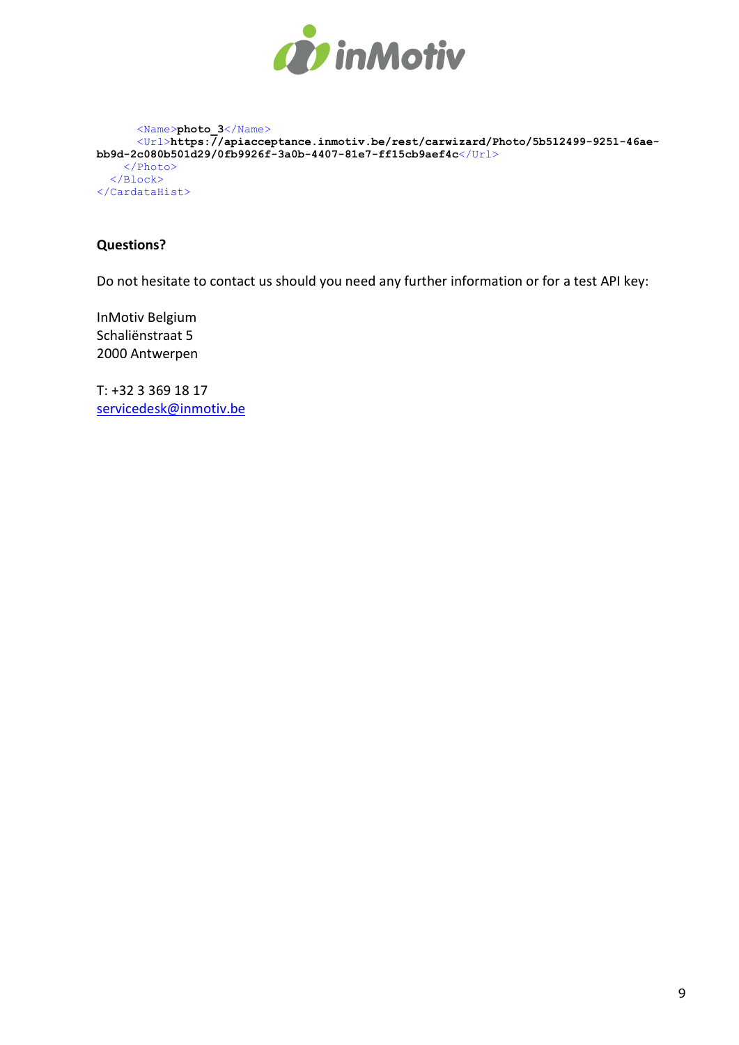```
      <Name>photo_3</Name>
      <Url>https://apiacceptance.inmotiv.be/rest/carwizard/Photo/5b512499-9251-46ae-bb9d-2c080b501d29/0fb9926f-3a0b-4407-81e7-ff15cb9aef4c</Url>
    </Photo>
  </Block>
</CardataHist>
```

**Questions?**

Do not hesitate to contact us should you need any further information or for a test API key:

InMotiv Belgium
Schaliënstraat 5
2000 Antwerpen

T: +32 3 369 18 17
servicedesk@inmotiv.be